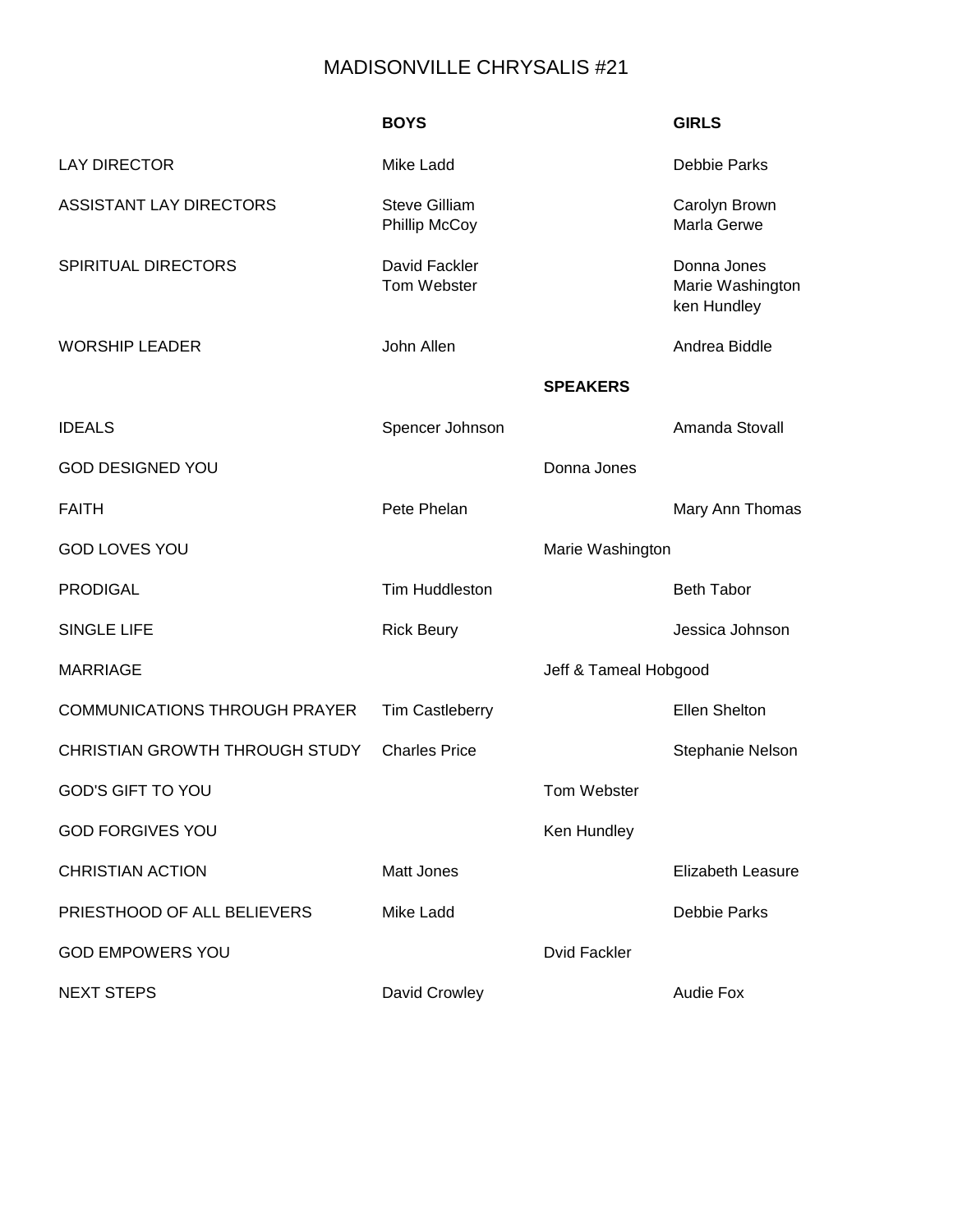# MADISONVILLE CHRYSALIS #21

| | BOYS | | GIRLS |
|---|---|---|---|
| LAY DIRECTOR | Mike Ladd | | Debbie Parks |
| ASSISTANT LAY DIRECTORS | Steve Gilliam<br>Phillip McCoy | | Carolyn Brown<br>Marla Gerwe |
| SPIRITUAL DIRECTORS | David Fackler<br>Tom Webster | | Donna Jones<br>Marie Washington<br>ken Hundley |
| WORSHIP LEADER | John Allen | | Andrea Biddle |
| | | **SPEAKERS** | |
| IDEALS | Spencer Johnson | | Amanda Stovall |
| GOD DESIGNED YOU | | Donna Jones | |
| FAITH | Pete Phelan | | Mary Ann Thomas |
| GOD LOVES YOU | | Marie Washington | |
| PRODIGAL | Tim Huddleston | | Beth Tabor |
| SINGLE LIFE | Rick Beury | | Jessica Johnson |
| MARRIAGE | | Jeff & Tameal Hobgood | |
| COMMUNICATIONS THROUGH PRAYER | Tim Castleberry | | Ellen Shelton |
| CHRISTIAN GROWTH THROUGH STUDY | Charles Price | | Stephanie Nelson |
| GOD'S GIFT TO YOU | | Tom Webster | |
| GOD FORGIVES YOU | | Ken Hundley | |
| CHRISTIAN ACTION | Matt Jones | | Elizabeth Leasure |
| PRIESTHOOD OF ALL BELIEVERS | Mike Ladd | | Debbie Parks |
| GOD EMPOWERS YOU | | Dvid Fackler | |
| NEXT STEPS | David Crowley | | Audie Fox |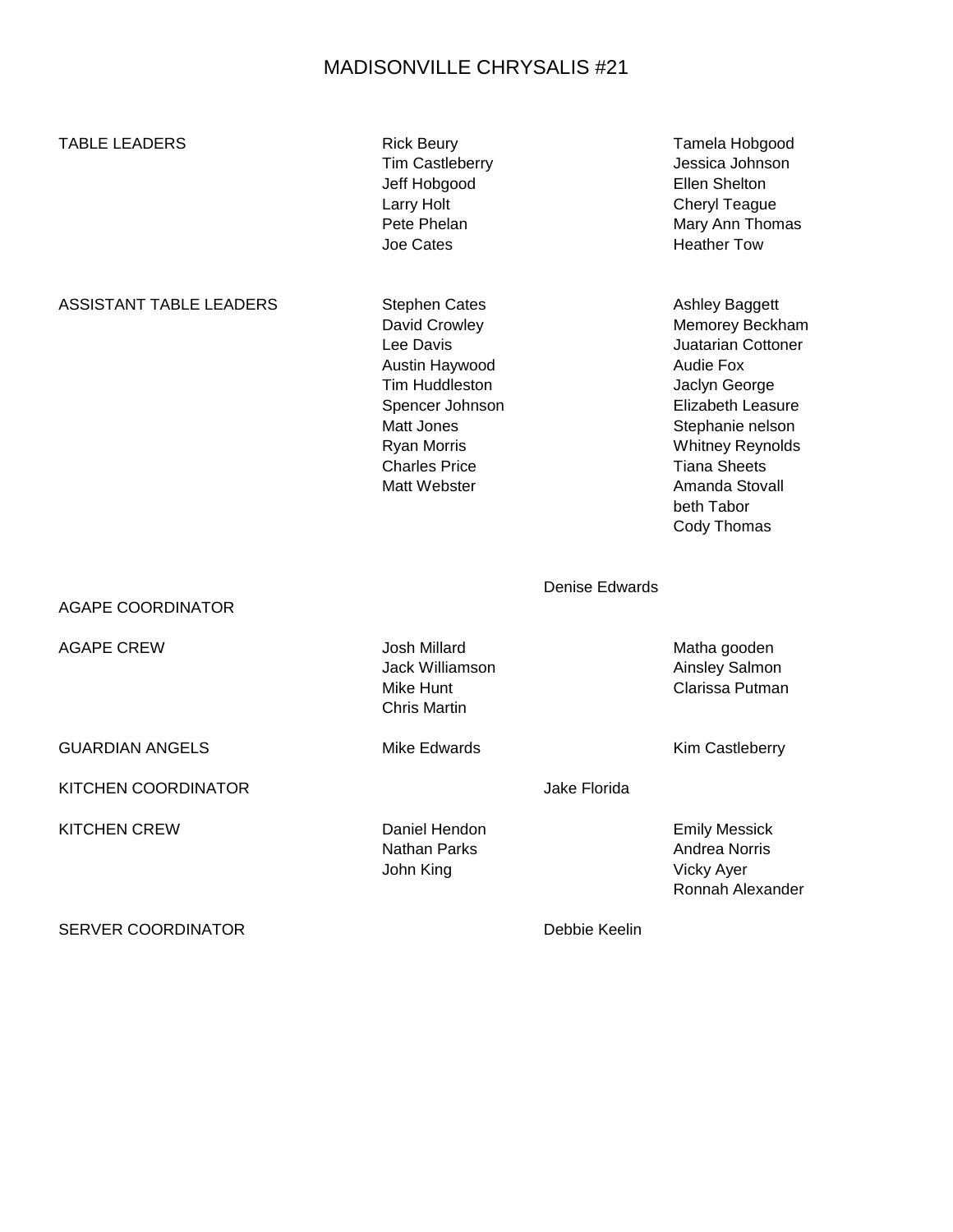# MADISONVILLE CHRYSALIS #21

| | | | |
|---|---|---|---|
| TABLE LEADERS | Rick Beury<br>Tim Castleberry<br>Jeff Hobgood<br>Larry Holt<br>Pete Phelan<br>Joe Cates | | Tamela Hobgood<br>Jessica Johnson<br>Ellen Shelton<br>Cheryl Teague<br>Mary Ann Thomas<br>Heather Tow |
| ASSISTANT TABLE LEADERS | Stephen Cates<br>David Crowley<br>Lee Davis<br>Austin Haywood<br>Tim Huddleston<br>Spencer Johnson<br>Matt Jones<br>Ryan Morris<br>Charles Price<br>Matt Webster | | Ashley Baggett<br>Memorey Beckham<br>Juatarian Cottoner<br>Audie Fox<br>Jaclyn George<br>Elizabeth Leasure<br>Stephanie nelson<br>Whitney Reynolds<br>Tiana Sheets<br>Amanda Stovall<br>beth Tabor<br>Cody Thomas |
| AGAPE COORDINATOR | | Denise Edwards | |
| AGAPE CREW | Josh Millard<br>Jack Williamson<br>Mike Hunt<br>Chris Martin | | Matha gooden<br>Ainsley Salmon<br>Clarissa Putman |
| GUARDIAN ANGELS | Mike Edwards | | Kim Castleberry |
| KITCHEN COORDINATOR | | Jake Florida | |
| KITCHEN CREW | Daniel Hendon<br>Nathan Parks<br>John King | | Emily Messick<br>Andrea Norris<br>Vicky Ayer<br>Ronnah Alexander |
| SERVER COORDINATOR | | Debbie Keelin | |